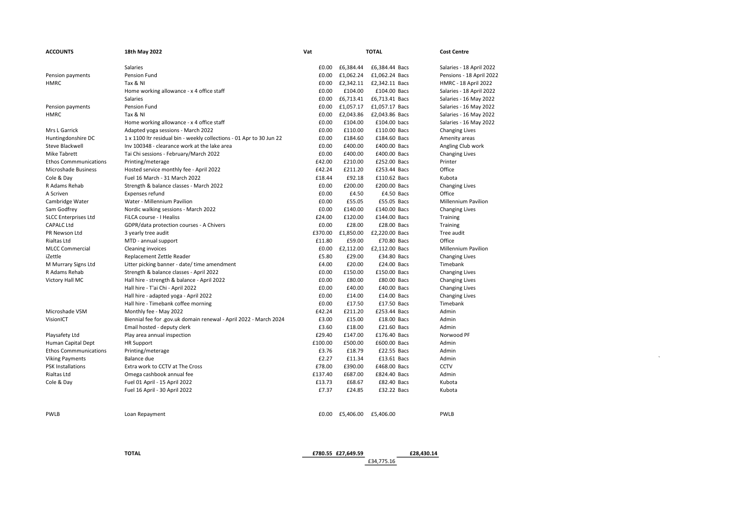| ACCOUNTS | 18th May 2022 | Vat | | TOTAL | | Cost Centre |
|---|---|---|---|---|---|---|
| | Salaries | £0.00 | £6,384.44 | £6,384.44 | Bacs | Salaries - 18 April 2022 |
| Pension payments | Pension Fund | £0.00 | £1,062.24 | £1,062.24 | Bacs | Pensions - 18 April 2022 |
| HMRC | Tax & NI | £0.00 | £2,342.11 | £2,342.11 | Bacs | HMRC - 18 April 2022 |
| | Home working allowance - x 4 office staff | £0.00 | £104.00 | £104.00 | Bacs | Salaries - 18 April 2022 |
| | Salaries | £0.00 | £6,713.41 | £6,713.41 | Bacs | Salaries - 16 May 2022 |
| Pension payments | Pension Fund | £0.00 | £1,057.17 | £1,057.17 | Bacs | Salaries - 16 May 2022 |
| HMRC | Tax & NI | £0.00 | £2,043.86 | £2,043.86 | Bacs | Salaries - 16 May 2022 |
| | Home working allowance - x 4 office staff | £0.00 | £104.00 | £104.00 | bacs | Salaries - 16 May 2022 |
| Mrs L Garrick | Adapted yoga sessions - March 2022 | £0.00 | £110.00 | £110.00 | Bacs | Changing Lives |
| Huntingdonshire DC | 1 x 1100 ltr residual bin - weekly collections - 01 Apr to 30 Jun 22 | £0.00 | £184.60 | £184.60 | Bacs | Amenity areas |
| Steve Blackwell | Inv 100348 - clearance work at the lake area | £0.00 | £400.00 | £400.00 | Bacs | Angling Club work |
| Mike Tabrett | Tai Chi sessions - February/March 2022 | £0.00 | £400.00 | £400.00 | Bacs | Changing Lives |
| Ethos Commmunications | Printing/meterage | £42.00 | £210.00 | £252.00 | Bacs | Printer |
| Microshade Business | Hosted service monthly fee - April 2022 | £42.24 | £211.20 | £253.44 | Bacs | Office |
| Cole & Day | Fuel 16 March - 31 March 2022 | £18.44 | £92.18 | £110.62 | Bacs | Kubota |
| R Adams Rehab | Strength & balance classes - March 2022 | £0.00 | £200.00 | £200.00 | Bacs | Changing Lives |
| A Scriven | Expenses refund | £0.00 | £4.50 | £4.50 | Bacs | Office |
| Cambridge Water | Water - Millennium Pavilion | £0.00 | £55.05 | £55.05 | Bacs | Millennium Pavilion |
| Sam Godfrey | Nordic walking sessions - March 2022 | £0.00 | £140.00 | £140.00 | Bacs | Changing Lives |
| SLCC Enterprises Ltd | FiLCA course - I Healiss | £24.00 | £120.00 | £144.00 | Bacs | Training |
| CAPALC Ltd | GDPR/data protection courses - A Chivers | £0.00 | £28.00 | £28.00 | Bacs | Training |
| PR Newson Ltd | 3 yearly tree audit | £370.00 | £1,850.00 | £2,220.00 | Bacs | Tree audit |
| Rialtas Ltd | MTD - annual support | £11.80 | £59.00 | £70.80 | Bacs | Office |
| MLCC Commercial | Cleaning invoices | £0.00 | £2,112.00 | £2,112.00 | Bacs | Millennium Pavilion |
| iZettle | Replacement Zettle Reader | £5.80 | £29.00 | £34.80 | Bacs | Changing Lives |
| M Murrary Signs Ltd | Litter picking banner - date/ time amendment | £4.00 | £20.00 | £24.00 | Bacs | Timebank |
| R Adams Rehab | Strength & balance classes - April 2022 | £0.00 | £150.00 | £150.00 | Bacs | Changing Lives |
| Victory Hall MC | Hall hire - strength & balance - April 2022 | £0.00 | £80.00 | £80.00 | Bacs | Changing Lives |
| | Hall hire - T'ai Chi - April 2022 | £0.00 | £40.00 | £40.00 | Bacs | Changing Lives |
| | Hall hire - adapted yoga - April 2022 | £0.00 | £14.00 | £14.00 | Bacs | Changing Lives |
| | Hall hire - Timebank coffee morning | £0.00 | £17.50 | £17.50 | Bacs | Timebank |
| Microshade VSM | Monthly fee - May 2022 | £42.24 | £211.20 | £253.44 | Bacs | Admin |
| VisionICT | Biennial fee for .gov.uk domain renewal - April 2022 - March 2024 | £3.00 | £15.00 | £18.00 | Bacs | Admin |
| | Email hosted - deputy clerk | £3.60 | £18.00 | £21.60 | Bacs | Admin |
| Playsafety Ltd | Play area annual inspection | £29.40 | £147.00 | £176.40 | Bacs | Norwood PF |
| Human Capital Dept | HR Support | £100.00 | £500.00 | £600.00 | Bacs | Admin |
| Ethos Commmunications | Printing/meterage | £3.76 | £18.79 | £22.55 | Bacs | Admin |
| Viking Payments | Balance due | £2.27 | £11.34 | £13.61 | Bacs | Admin |
| PSK Installations | Extra work to CCTV at The Cross | £78.00 | £390.00 | £468.00 | Bacs | CCTV |
| Rialtas Ltd | Omega cashbook annual fee | £137.40 | £687.00 | £824.40 | Bacs | Admin |
| Cole & Day | Fuel 01 April - 15 April 2022 | £13.73 | £68.67 | £82.40 | Bacs | Kubota |
| | Fuel 16 April - 30 April 2022 | £7.37 | £24.85 | £32.22 | Bacs | Kubota |
| | | | | | | |
| PWLB | Loan Repayment | £0.00 | £5,406.00 | £5,406.00 | | PWLB |
| | | | | | | |
| | **TOTAL** | **£780.55** | **£27,649.59** | | **£28,430.14** | |
| | | | | £34,775.16 | | |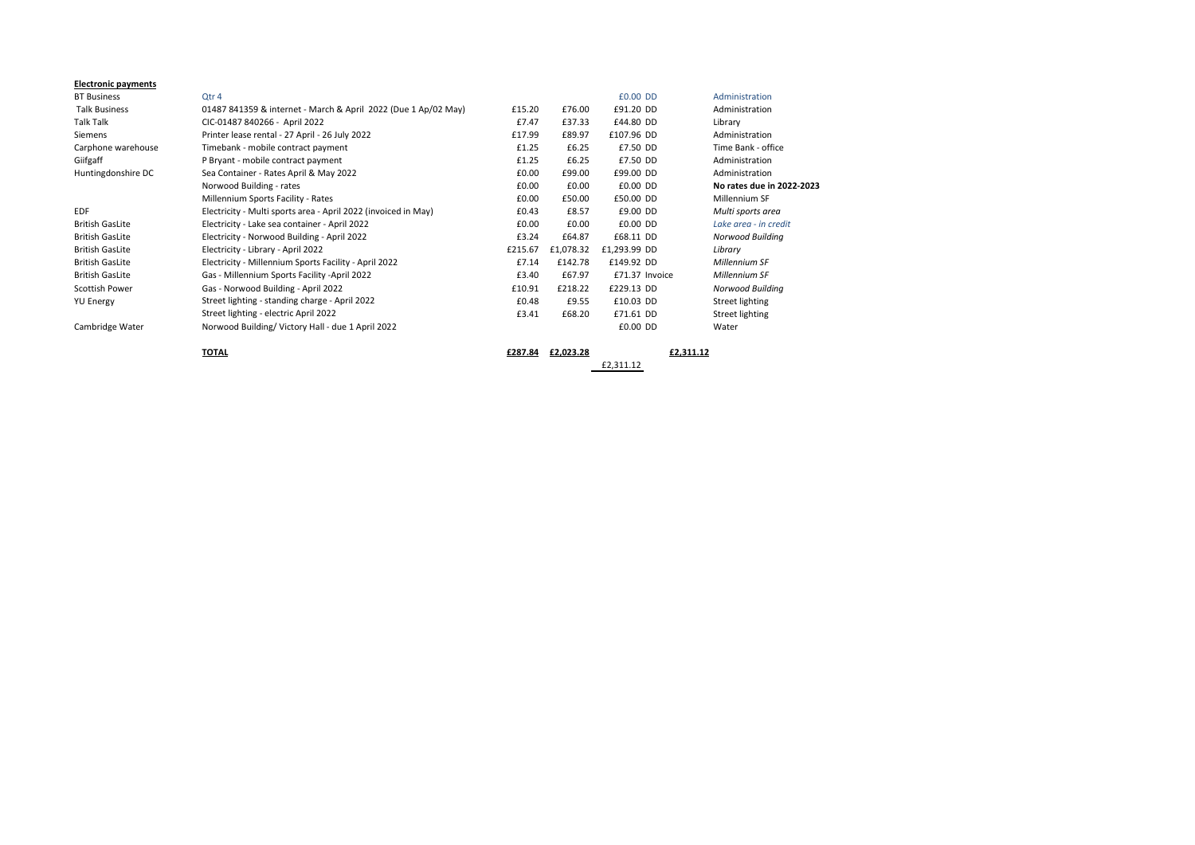**Electronic payments**

| | | | | | | |
|---|---|---|---|---|---|---|
| BT Business | Qtr 4 | | | £0.00 | DD | Administration |
| Talk Business | 01487 841359 & internet - March & April 2022 (Due 1 Ap/02 May) | £15.20 | £76.00 | £91.20 | DD | Administration |
| Talk Talk | CIC-01487 840266 - April 2022 | £7.47 | £37.33 | £44.80 | DD | Library |
| Siemens | Printer lease rental - 27 April - 26 July 2022 | £17.99 | £89.97 | £107.96 | DD | Administration |
| Carphone warehouse | Timebank - mobile contract payment | £1.25 | £6.25 | £7.50 | DD | Time Bank - office |
| Giifgaff | P Bryant - mobile contract payment | £1.25 | £6.25 | £7.50 | DD | Administration |
| Huntingdonshire DC | Sea Container - Rates April & May 2022 | £0.00 | £99.00 | £99.00 | DD | Administration |
| | Norwood Building - rates | £0.00 | £0.00 | £0.00 | DD | **No rates due in 2022-2023** |
| | Millennium Sports Facility - Rates | £0.00 | £50.00 | £50.00 | DD | Millennium SF |
| EDF | Electricity - Multi sports area - April 2022 (invoiced in May) | £0.43 | £8.57 | £9.00 | DD | *Multi sports area* |
| British GasLite | Electricity - Lake sea container - April 2022 | £0.00 | £0.00 | £0.00 | DD | *Lake area - in credit* |
| British GasLite | Electricity - Norwood Building - April 2022 | £3.24 | £64.87 | £68.11 | DD | *Norwood Building* |
| British GasLite | Electricity - Library - April 2022 | £215.67 | £1,078.32 | £1,293.99 | DD | *Library* |
| British GasLite | Electricity - Millennium Sports Facility - April 2022 | £7.14 | £142.78 | £149.92 | DD | *Millennium SF* |
| British GasLite | Gas - Millennium Sports Facility -April 2022 | £3.40 | £67.97 | £71.37 | Invoice | *Millennium SF* |
| Scottish Power | Gas - Norwood Building - April 2022 | £10.91 | £218.22 | £229.13 | DD | *Norwood Building* |
| YU Energy | Street lighting - standing charge - April 2022 | £0.48 | £9.55 | £10.03 | DD | Street lighting |
| | Street lighting - electric April 2022 | £3.41 | £68.20 | £71.61 | DD | Street lighting |
| Cambridge Water | Norwood Building/ Victory Hall - due 1 April 2022 | | | £0.00 | DD | Water |
| | **TOTAL** | **£287.84** | **£2,023.28** | £2,311.12 | **£2,311.12** | |